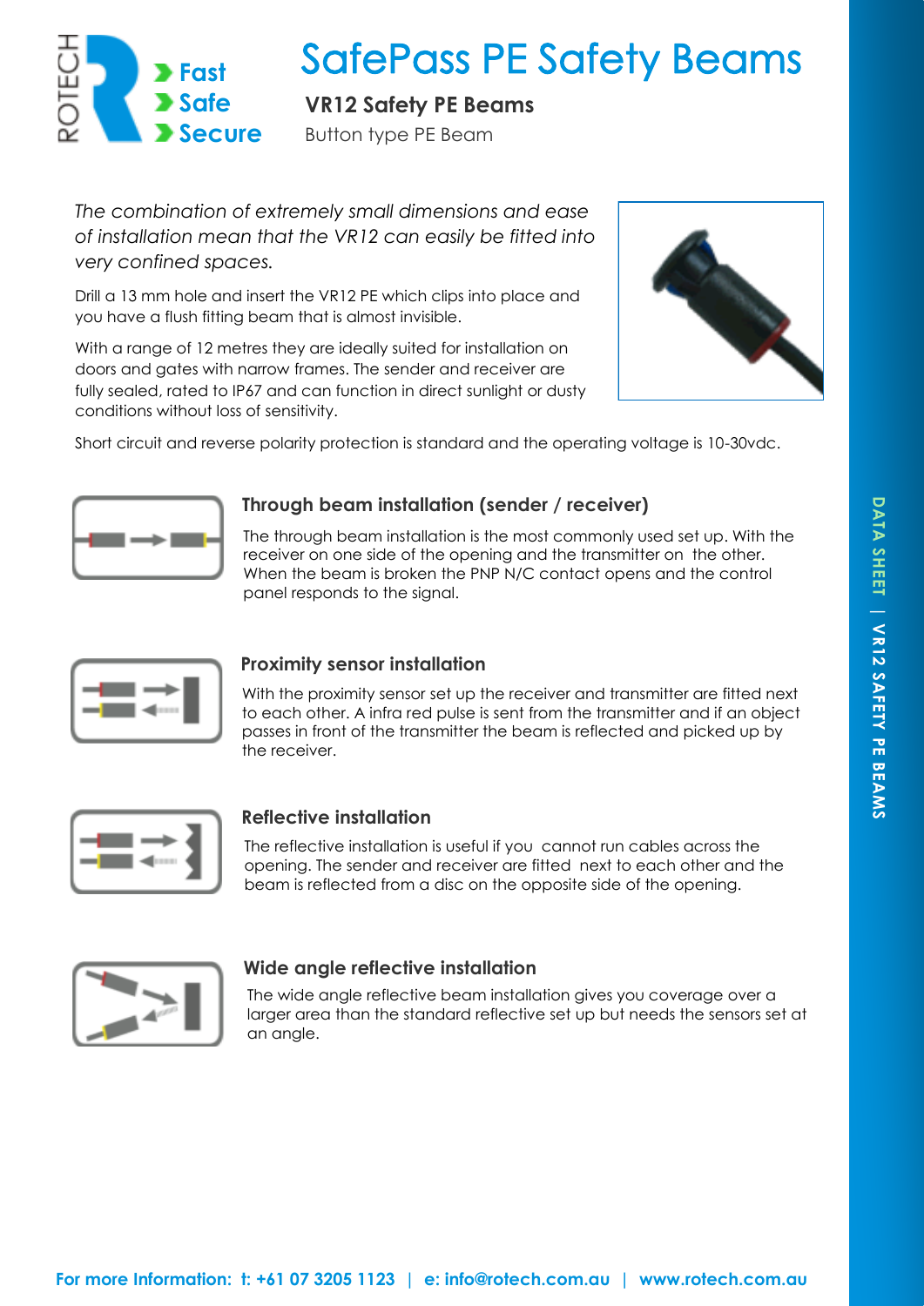# SafePass PE Safety Beams

**VR12 Safety PE Beams**

Button type PE Beam

Fast
Safe
Secure

*The combination of extremely small dimensions and ease of installation mean that the VR12 can easily be fitted into very confined spaces.*

Drill a 13 mm hole and insert the VR12 PE which clips into place and you have a flush fitting beam that is almost invisible.

With a range of 12 metres they are ideally suited for installation on doors and gates with narrow frames. The sender and receiver are fully sealed, rated to IP67 and can function in direct sunlight or dusty conditions without loss of sensitivity.

Short circuit and reverse polarity protection is standard and the operating voltage is 10-30vdc.

### Through beam installation (sender / receiver)

The through beam installation is the most commonly used set up. With the receiver on one side of the opening and the transmitter on the other. When the beam is broken the PNP N/C contact opens and the control panel responds to the signal.

### Proximity sensor installation

With the proximity sensor set up the receiver and transmitter are fitted next to each other. A infra red pulse is sent from the transmitter and if an object passes in front of the transmitter the beam is reflected and picked up by the receiver.

### Reflective installation

The reflective installation is useful if you cannot run cables across the opening. The sender and receiver are fitted next to each other and the beam is reflected from a disc on the opposite side of the opening.

### Wide angle reflective installation

The wide angle reflective beam installation gives you coverage over a larger area than the standard reflective set up but needs the sensors set at an angle.

DATA SHEET | VR12 SAFETY PE BEAMS

**For more Information: t: +61 07 3205 1123 | e: info@rotech.com.au | www.rotech.com.au**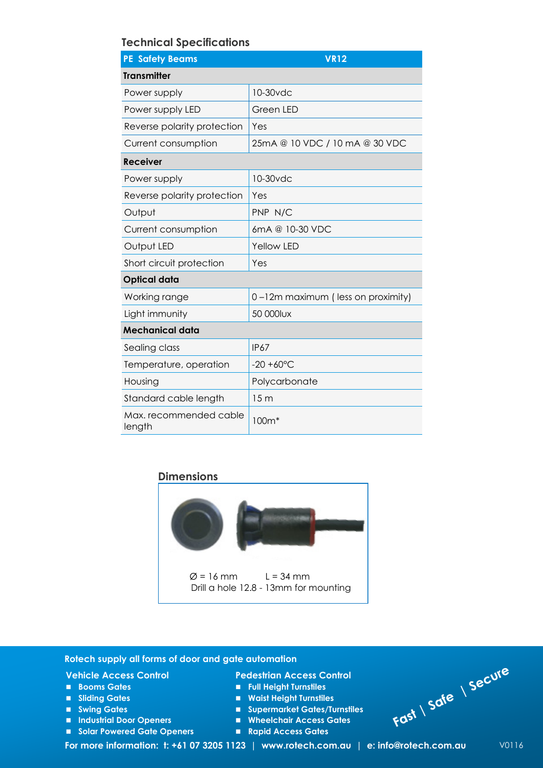## Technical Specifications

| PE Safety Beams | VR12 |
|---|---|
| **Transmitter** | |
| Power supply | 10-30vdc |
| Power supply LED | Green LED |
| Reverse polarity protection | Yes |
| Current consumption | 25mA @ 10 VDC / 10 mA @ 30 VDC |
| **Receiver** | |
| Power supply | 10-30vdc |
| Reverse polarity protection | Yes |
| Output | PNP N/C |
| Current consumption | 6mA @ 10-30 VDC |
| Output LED | Yellow LED |
| Short circuit protection | Yes |
| **Optical data** | |
| Working range | 0 –12m maximum ( less on proximity) |
| Light immunity | 50 000lux |
| **Mechanical data** | |
| Sealing class | IP67 |
| Temperature, operation | -20 +60°C |
| Housing | Polycarbonate |
| Standard cable length | 15 m |
| Max. recommended cable length | 100m* |

## Dimensions

Ø = 16 mm  L = 34 mm
Drill a hole 12.8 - 13mm for mounting

**Rotech supply all forms of door and gate automation**

**Vehicle Access Control**

- Booms Gates
- Sliding Gates
- Swing Gates
- Industrial Door Openers
- Solar Powered Gate Openers

**Pedestrian Access Control**

- Full Height Turnstiles
- Waist Height Turnstiles
- Supermarket Gates/Turnstiles
- Wheelchair Access Gates
- Rapid Access Gates

Fast | Safe | Secure

**For more information: t: +61 07 3205 1123 | www.rotech.com.au | e: info@rotech.com.au**

V0116